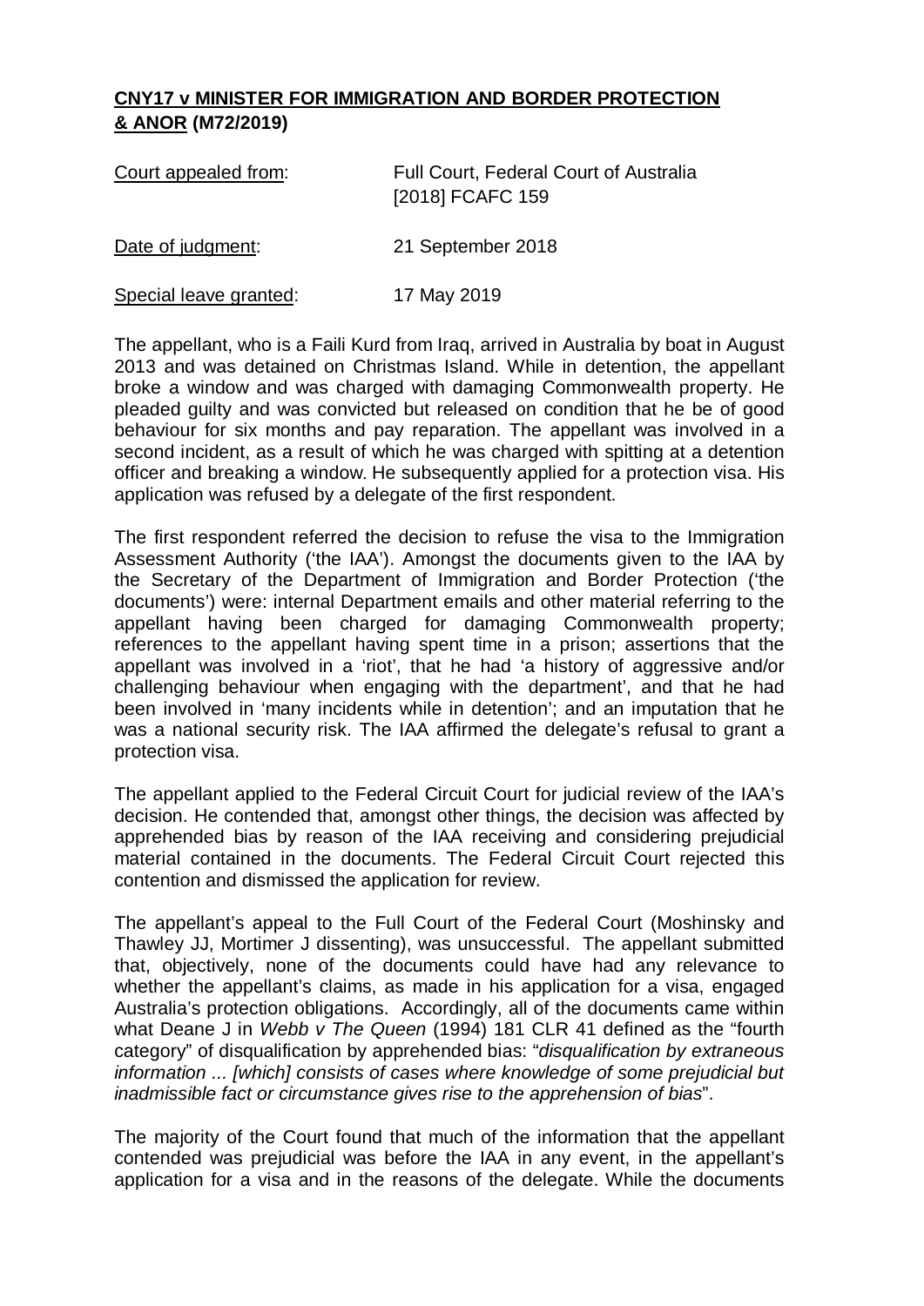**<u>CNY17 v MINISTER FOR IMMIGRATION AND BORDER PROTECTION & ANOR</u> (M72/2019)**

| | |
|---|---|
| <u>Court appealed from</u>: | Full Court, Federal Court of Australia [2018] FCAFC 159 |
| <u>Date of judgment</u>: | 21 September 2018 |
| <u>Special leave granted</u>: | 17 May 2019 |

The appellant, who is a Faili Kurd from Iraq, arrived in Australia by boat in August 2013 and was detained on Christmas Island. While in detention, the appellant broke a window and was charged with damaging Commonwealth property. He pleaded guilty and was convicted but released on condition that he be of good behaviour for six months and pay reparation. The appellant was involved in a second incident, as a result of which he was charged with spitting at a detention officer and breaking a window. He subsequently applied for a protection visa. His application was refused by a delegate of the first respondent.

The first respondent referred the decision to refuse the visa to the Immigration Assessment Authority ('the IAA'). Amongst the documents given to the IAA by the Secretary of the Department of Immigration and Border Protection ('the documents') were: internal Department emails and other material referring to the appellant having been charged for damaging Commonwealth property; references to the appellant having spent time in a prison; assertions that the appellant was involved in a 'riot', that he had 'a history of aggressive and/or challenging behaviour when engaging with the department', and that he had been involved in 'many incidents while in detention'; and an imputation that he was a national security risk. The IAA affirmed the delegate's refusal to grant a protection visa.

The appellant applied to the Federal Circuit Court for judicial review of the IAA's decision. He contended that, amongst other things, the decision was affected by apprehended bias by reason of the IAA receiving and considering prejudicial material contained in the documents. The Federal Circuit Court rejected this contention and dismissed the application for review.

The appellant's appeal to the Full Court of the Federal Court (Moshinsky and Thawley JJ, Mortimer J dissenting), was unsuccessful. The appellant submitted that, objectively, none of the documents could have had any relevance to whether the appellant's claims, as made in his application for a visa, engaged Australia's protection obligations. Accordingly, all of the documents came within what Deane J in *Webb v The Queen* (1994) 181 CLR 41 defined as the "fourth category" of disqualification by apprehended bias: "*disqualification by extraneous information ... [which] consists of cases where knowledge of some prejudicial but inadmissible fact or circumstance gives rise to the apprehension of bias*".

The majority of the Court found that much of the information that the appellant contended was prejudicial was before the IAA in any event, in the appellant's application for a visa and in the reasons of the delegate. While the documents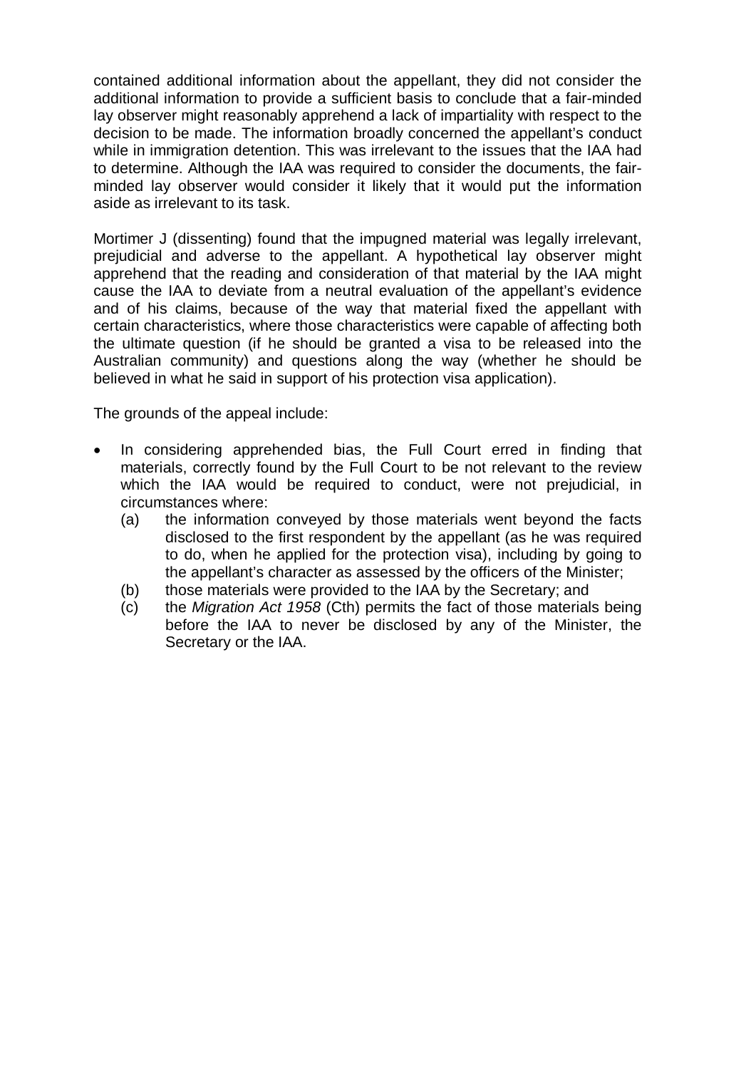contained additional information about the appellant, they did not consider the additional information to provide a sufficient basis to conclude that a fair-minded lay observer might reasonably apprehend a lack of impartiality with respect to the decision to be made. The information broadly concerned the appellant's conduct while in immigration detention. This was irrelevant to the issues that the IAA had to determine. Although the IAA was required to consider the documents, the fair-minded lay observer would consider it likely that it would put the information aside as irrelevant to its task.

Mortimer J (dissenting) found that the impugned material was legally irrelevant, prejudicial and adverse to the appellant. A hypothetical lay observer might apprehend that the reading and consideration of that material by the IAA might cause the IAA to deviate from a neutral evaluation of the appellant's evidence and of his claims, because of the way that material fixed the appellant with certain characteristics, where those characteristics were capable of affecting both the ultimate question (if he should be granted a visa to be released into the Australian community) and questions along the way (whether he should be believed in what he said in support of his protection visa application).

The grounds of the appeal include:

- In considering apprehended bias, the Full Court erred in finding that materials, correctly found by the Full Court to be not relevant to the review which the IAA would be required to conduct, were not prejudicial, in circumstances where:
  - (a) the information conveyed by those materials went beyond the facts disclosed to the first respondent by the appellant (as he was required to do, when he applied for the protection visa), including by going to the appellant's character as assessed by the officers of the Minister;
  - (b) those materials were provided to the IAA by the Secretary; and
  - (c) the *Migration Act 1958* (Cth) permits the fact of those materials being before the IAA to never be disclosed by any of the Minister, the Secretary or the IAA.